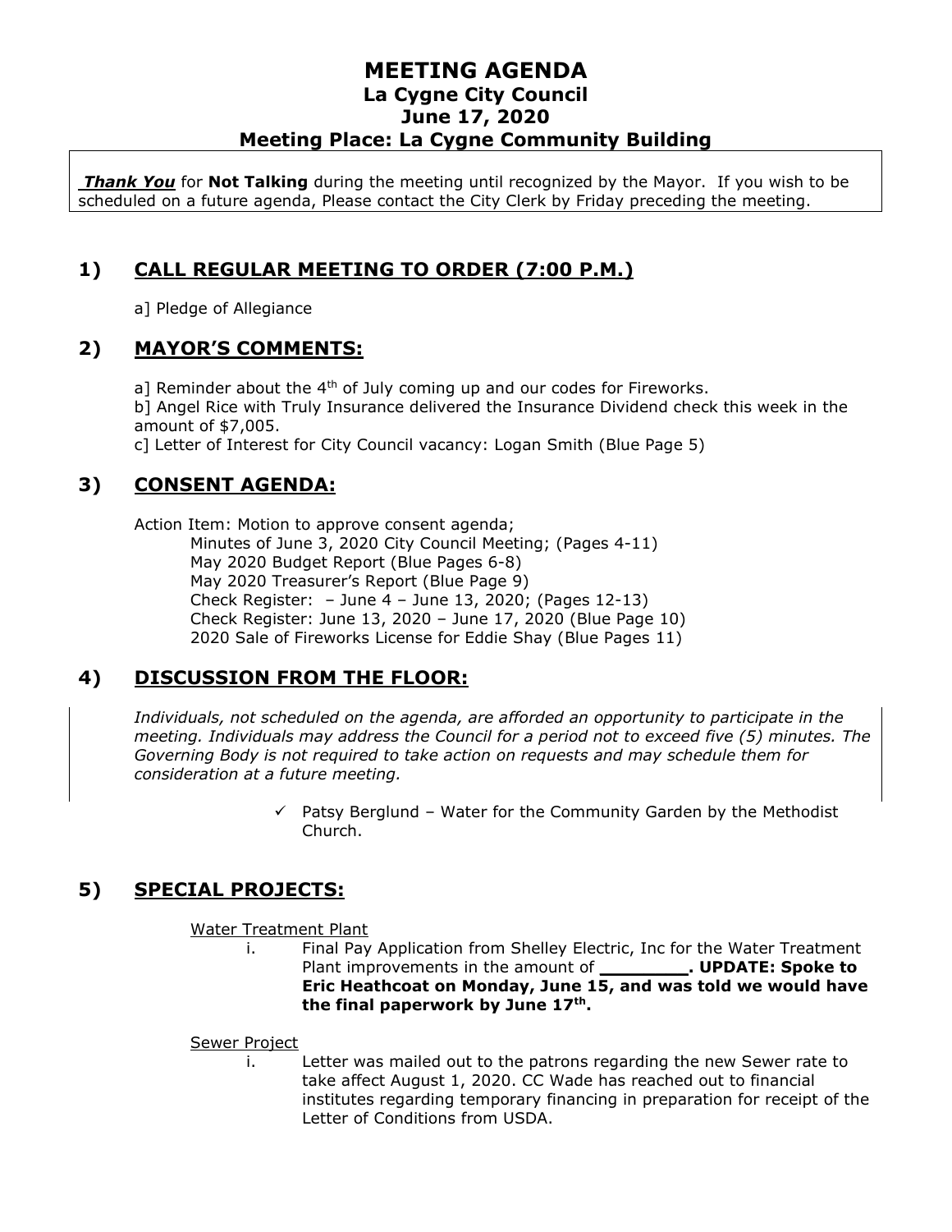# MEETING AGENDA
## La Cygne City Council
## June 17, 2020
## Meeting Place: La Cygne Community Building

***Thank You*** for **Not Talking** during the meeting until recognized by the Mayor. If you wish to be scheduled on a future agenda, Please contact the City Clerk by Friday preceding the meeting.

## 1) CALL REGULAR MEETING TO ORDER (7:00 P.M.)

a] Pledge of Allegiance

## 2) MAYOR'S COMMENTS:

a] Reminder about the 4th of July coming up and our codes for Fireworks.

b] Angel Rice with Truly Insurance delivered the Insurance Dividend check this week in the amount of $7,005.

c] Letter of Interest for City Council vacancy: Logan Smith (Blue Page 5)

## 3) CONSENT AGENDA:

Action Item: Motion to approve consent agenda;

- Minutes of June 3, 2020 City Council Meeting; (Pages 4-11)
- May 2020 Budget Report (Blue Pages 6-8)
- May 2020 Treasurer's Report (Blue Page 9)
- Check Register: – June 4 – June 13, 2020; (Pages 12-13)
- Check Register: June 13, 2020 – June 17, 2020 (Blue Page 10)
- 2020 Sale of Fireworks License for Eddie Shay (Blue Pages 11)

## 4) DISCUSSION FROM THE FLOOR:

*Individuals, not scheduled on the agenda, are afforded an opportunity to participate in the meeting. Individuals may address the Council for a period not to exceed five (5) minutes. The Governing Body is not required to take action on requests and may schedule them for consideration at a future meeting.*

- ✓ Patsy Berglund – Water for the Community Garden by the Methodist Church.

## 5) SPECIAL PROJECTS:

Water Treatment Plant

i. Final Pay Application from Shelley Electric, Inc for the Water Treatment Plant improvements in the amount of **________. UPDATE: Spoke to Eric Heathcoat on Monday, June 15, and was told we would have the final paperwork by June 17th.**

Sewer Project

i. Letter was mailed out to the patrons regarding the new Sewer rate to take affect August 1, 2020. CC Wade has reached out to financial institutes regarding temporary financing in preparation for receipt of the Letter of Conditions from USDA.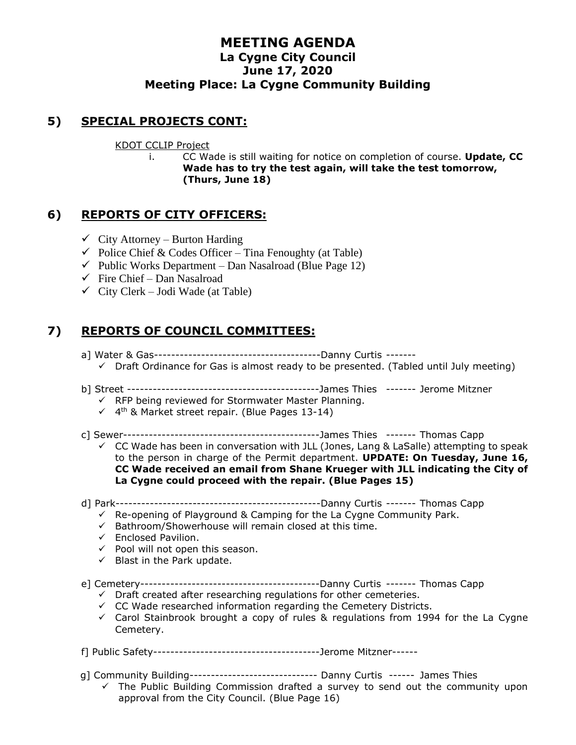# MEETING AGENDA
## La Cygne City Council
## June 17, 2020
## Meeting Place: La Cygne Community Building

## 5) SPECIAL PROJECTS CONT:

KDOT CCLIP Project

i. CC Wade is still waiting for notice on completion of course. **Update, CC Wade has to try the test again, will take the test tomorrow, (Thurs, June 18)**

## 6) REPORTS OF CITY OFFICERS:

- ✓ City Attorney – Burton Harding
- ✓ Police Chief & Codes Officer – Tina Fenoughty (at Table)
- ✓ Public Works Department – Dan Nasalroad (Blue Page 12)
- ✓ Fire Chief – Dan Nasalroad
- ✓ City Clerk – Jodi Wade (at Table)

## 7) REPORTS OF COUNCIL COMMITTEES:

a] Water & Gas---------------------------------------Danny Curtis -------

- ✓ Draft Ordinance for Gas is almost ready to be presented. (Tabled until July meeting)

b] Street --------------------------------------------James Thies ------- Jerome Mitzner

- ✓ RFP being reviewed for Stormwater Master Planning.
- ✓ 4th & Market street repair. (Blue Pages 13-14)

c] Sewer----------------------------------------------James Thies ------- Thomas Capp

- ✓ CC Wade has been in conversation with JLL (Jones, Lang & LaSalle) attempting to speak to the person in charge of the Permit department. **UPDATE: On Tuesday, June 16, CC Wade received an email from Shane Krueger with JLL indicating the City of La Cygne could proceed with the repair. (Blue Pages 15)**

d] Park------------------------------------------------Danny Curtis ------- Thomas Capp

- ✓ Re-opening of Playground & Camping for the La Cygne Community Park.
- ✓ Bathroom/Showerhouse will remain closed at this time.
- ✓ Enclosed Pavilion.
- ✓ Pool will not open this season.
- ✓ Blast in the Park update.

e] Cemetery------------------------------------------Danny Curtis ------- Thomas Capp

- ✓ Draft created after researching regulations for other cemeteries.
- ✓ CC Wade researched information regarding the Cemetery Districts.
- ✓ Carol Stainbrook brought a copy of rules & regulations from 1994 for the La Cygne Cemetery.

f] Public Safety---------------------------------------Jerome Mitzner------

g] Community Building------------------------------ Danny Curtis ------ James Thies

- ✓ The Public Building Commission drafted a survey to send out the community upon approval from the City Council. (Blue Page 16)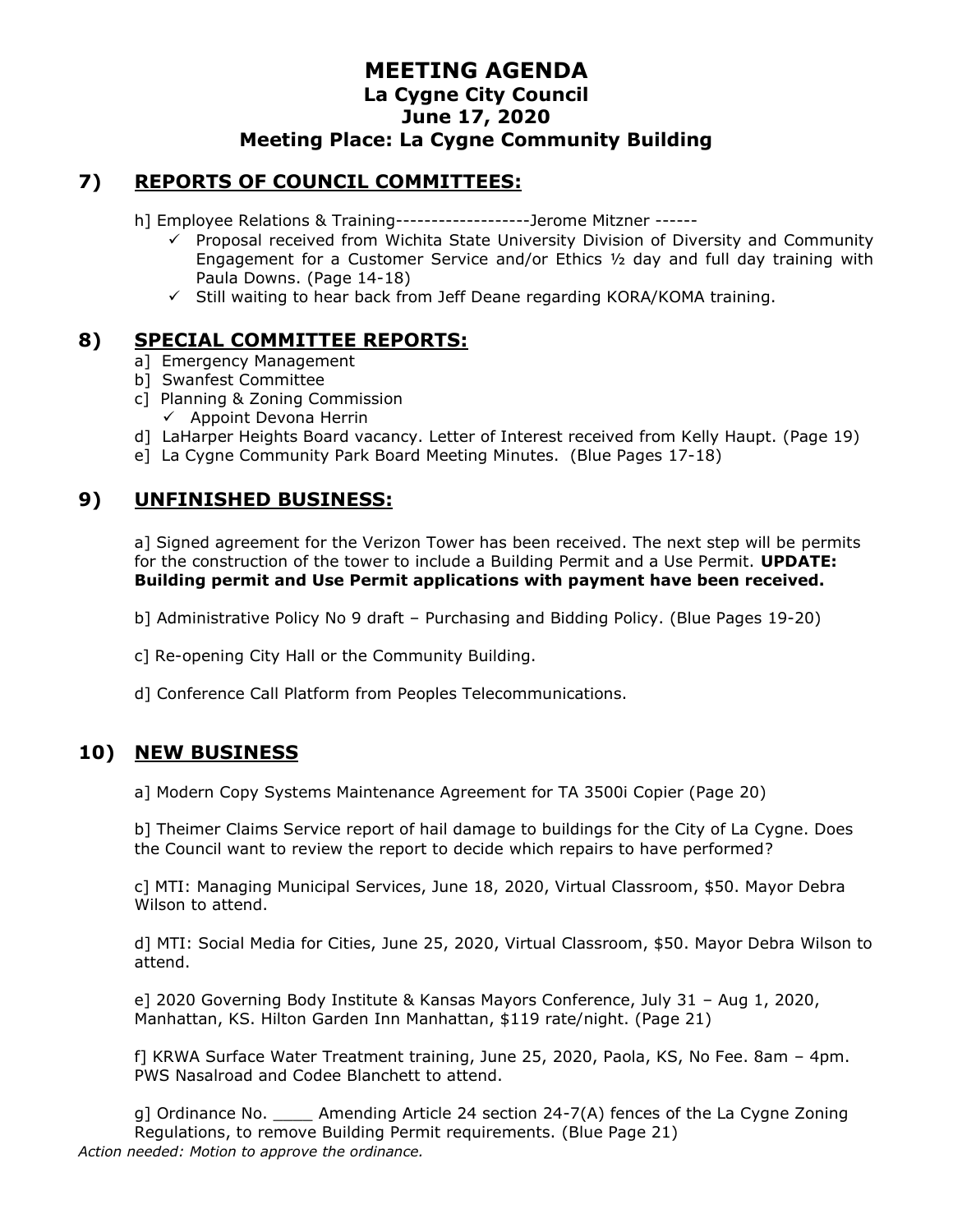# MEETING AGENDA

## La Cygne City Council

## June 17, 2020

## Meeting Place: La Cygne Community Building

## 7) REPORTS OF COUNCIL COMMITTEES:

h] Employee Relations & Training-------------------Jerome Mitzner ------

- ✓ Proposal received from Wichita State University Division of Diversity and Community Engagement for a Customer Service and/or Ethics ½ day and full day training with Paula Downs. (Page 14-18)
- ✓ Still waiting to hear back from Jeff Deane regarding KORA/KOMA training.

## 8) SPECIAL COMMITTEE REPORTS:

a] Emergency Management

b] Swanfest Committee

c] Planning & Zoning Commission

- ✓ Appoint Devona Herrin

d] LaHarper Heights Board vacancy. Letter of Interest received from Kelly Haupt. (Page 19)

e] La Cygne Community Park Board Meeting Minutes. (Blue Pages 17-18)

## 9) UNFINISHED BUSINESS:

a] Signed agreement for the Verizon Tower has been received. The next step will be permits for the construction of the tower to include a Building Permit and a Use Permit. **UPDATE: Building permit and Use Permit applications with payment have been received.**

b] Administrative Policy No 9 draft – Purchasing and Bidding Policy. (Blue Pages 19-20)

c] Re-opening City Hall or the Community Building.

d] Conference Call Platform from Peoples Telecommunications.

## 10) NEW BUSINESS

a] Modern Copy Systems Maintenance Agreement for TA 3500i Copier (Page 20)

b] Theimer Claims Service report of hail damage to buildings for the City of La Cygne. Does the Council want to review the report to decide which repairs to have performed?

c] MTI: Managing Municipal Services, June 18, 2020, Virtual Classroom, $50. Mayor Debra Wilson to attend.

d] MTI: Social Media for Cities, June 25, 2020, Virtual Classroom, $50. Mayor Debra Wilson to attend.

e] 2020 Governing Body Institute & Kansas Mayors Conference, July 31 – Aug 1, 2020, Manhattan, KS. Hilton Garden Inn Manhattan, $119 rate/night. (Page 21)

f] KRWA Surface Water Treatment training, June 25, 2020, Paola, KS, No Fee. 8am – 4pm. PWS Nasalroad and Codee Blanchett to attend.

g] Ordinance No. ____ Amending Article 24 section 24-7(A) fences of the La Cygne Zoning Regulations, to remove Building Permit requirements. (Blue Page 21)

*Action needed: Motion to approve the ordinance.*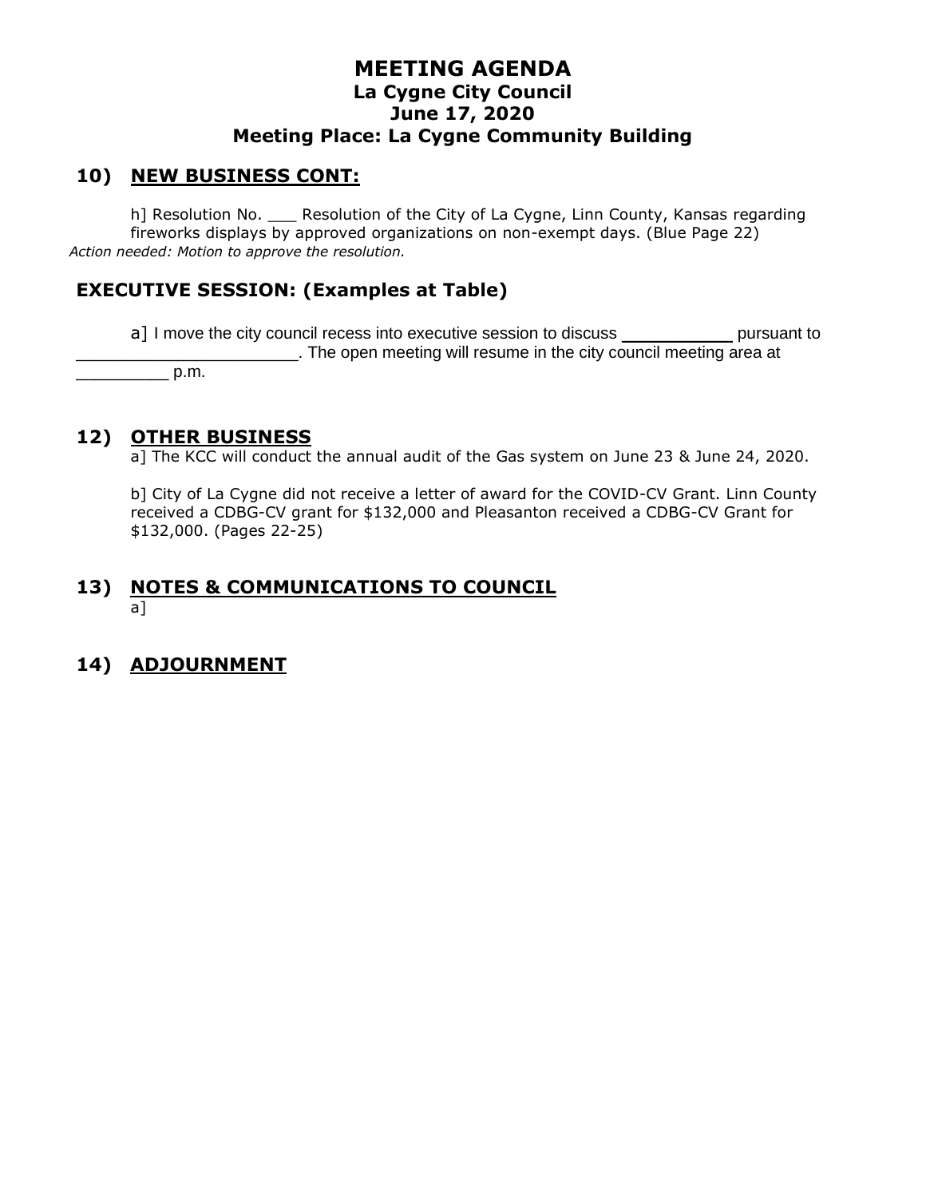# MEETING AGENDA
## La Cygne City Council
## June 17, 2020
## Meeting Place: La Cygne Community Building

## 10) NEW BUSINESS CONT:

h] Resolution No. ___ Resolution of the City of La Cygne, Linn County, Kansas regarding fireworks displays by approved organizations on non-exempt days. (Blue Page 22)

*Action needed: Motion to approve the resolution.*

## EXECUTIVE SESSION: (Examples at Table)

a] I move the city council recess into executive session to discuss ___________ pursuant to _______________________. The open meeting will resume in the city council meeting area at _________ p.m.

## 12) OTHER BUSINESS

a] The KCC will conduct the annual audit of the Gas system on June 23 & June 24, 2020.

b] City of La Cygne did not receive a letter of award for the COVID-CV Grant. Linn County received a CDBG-CV grant for $132,000 and Pleasanton received a CDBG-CV Grant for $132,000. (Pages 22-25)

## 13) NOTES & COMMUNICATIONS TO COUNCIL

a]

## 14) ADJOURNMENT